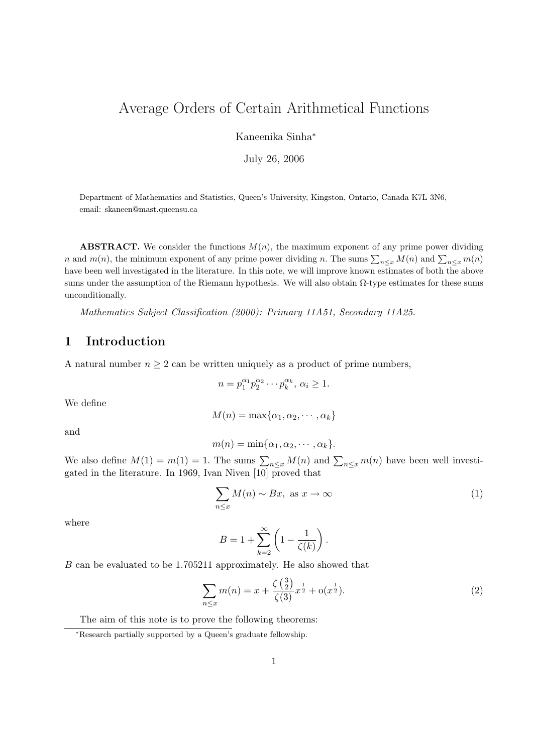# Average Orders of Certain Arithmetical Functions

Kaneenika Sinha*

July 26, 2006

Department of Mathematics and Statistics, Queen's University, Kingston, Ontario, Canada K7L 3N6, email: skaneen@mast.queensu.ca

**ABSTRACT.** We consider the functions $M(n)$, the maximum exponent of any prime power dividing $n$ and $m(n)$, the minimum exponent of any prime power dividing $n$. The sums $\sum_{n \le x} M(n)$ and $\sum_{n \le x} m(n)$ have been well investigated in the literature. In this note, we will improve known estimates of both the above sums under the assumption of the Riemann hypothesis. We will also obtain $\Omega$-type estimates for these sums unconditionally.

*Mathematics Subject Classification (2000): Primary 11A51, Secondary 11A25.*

## 1 Introduction

A natural number $n \ge 2$ can be written uniquely as a product of prime numbers,

$$n = p_1^{\alpha_1} p_2^{\alpha_2} \cdots p_k^{\alpha_k},\ \alpha_i \ge 1.$$

We define

$$M(n) = \max\{\alpha_1, \alpha_2, \cdots, \alpha_k\}$$

and

$$m(n) = \min\{\alpha_1, \alpha_2, \cdots, \alpha_k\}.$$

We also define $M(1) = m(1) = 1$. The sums $\sum_{n \le x} M(n)$ and $\sum_{n \le x} m(n)$ have been well investigated in the literature. In 1969, Ivan Niven [10] proved that

$$\sum_{n \le x} M(n) \sim Bx,\ \text{as } x \to \infty \tag{1}$$

where

$$B = 1 + \sum_{k=2}^{\infty} \left(1 - \frac{1}{\zeta(k)}\right).$$

$B$ can be evaluated to be 1.705211 approximately. He also showed that

$$\sum_{n \le x} m(n) = x + \frac{\zeta\left(\frac{3}{2}\right)}{\zeta(3)} x^{\frac{1}{2}} + \mathrm{o}(x^{\frac{1}{2}}). \tag{2}$$

The aim of this note is to prove the following theorems:

*Research partially supported by a Queen's graduate fellowship.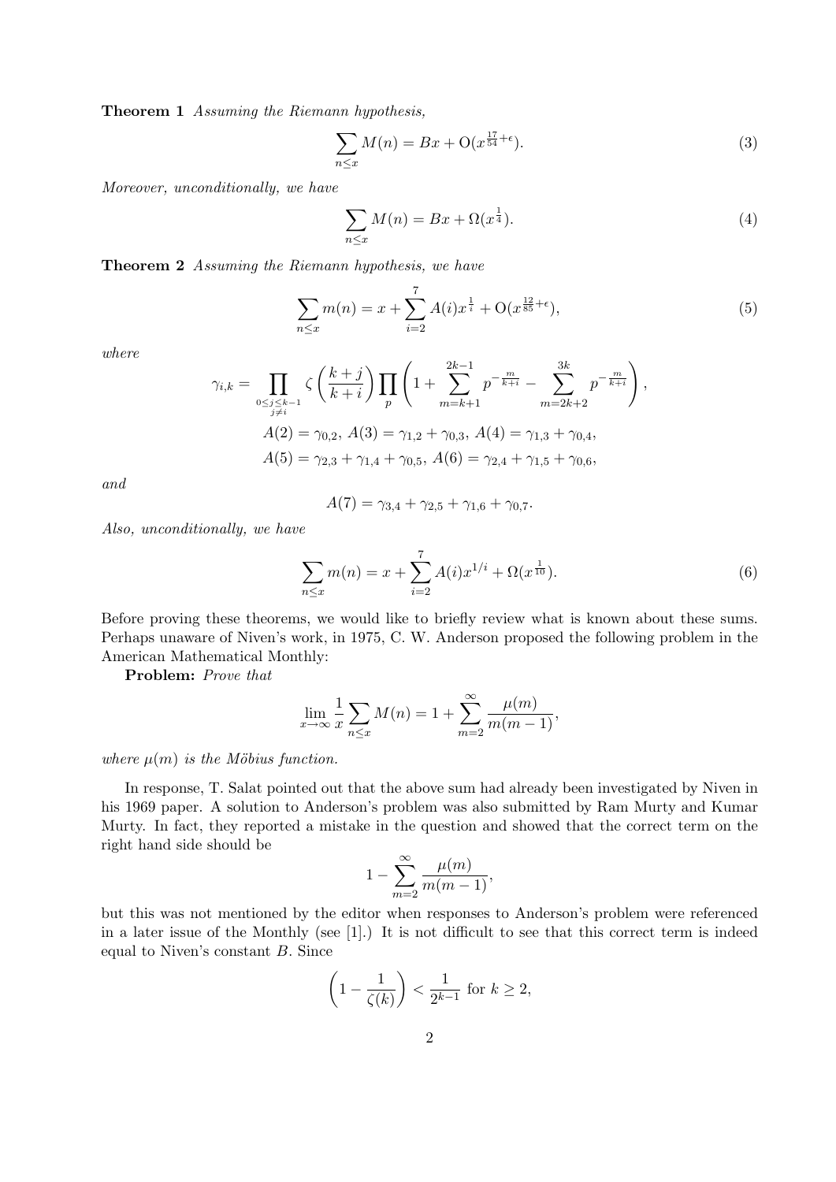**Theorem 1** *Assuming the Riemann hypothesis,*

$$\sum_{n \le x} M(n) = Bx + \mathrm{O}(x^{\frac{17}{54}+\epsilon}). \tag{3}$$

*Moreover, unconditionally, we have*

$$\sum_{n \le x} M(n) = Bx + \Omega(x^{\frac{1}{4}}). \tag{4}$$

**Theorem 2** *Assuming the Riemann hypothesis, we have*

$$\sum_{n \le x} m(n) = x + \sum_{i=2}^{7} A(i) x^{\frac{1}{i}} + \mathrm{O}(x^{\frac{12}{85}+\epsilon}), \tag{5}$$

*where*

$$\gamma_{i,k} = \prod_{\substack{0 \le j \le k-1 \\ j \ne i}} \zeta\left(\frac{k+j}{k+i}\right) \prod_p \left(1 + \sum_{m=k+1}^{2k-1} p^{-\frac{m}{k+i}} - \sum_{m=2k+2}^{3k} p^{-\frac{m}{k+i}}\right),$$

$$A(2) = \gamma_{0,2},\ A(3) = \gamma_{1,2} + \gamma_{0,3},\ A(4) = \gamma_{1,3} + \gamma_{0,4},$$

$$A(5) = \gamma_{2,3} + \gamma_{1,4} + \gamma_{0,5},\ A(6) = \gamma_{2,4} + \gamma_{1,5} + \gamma_{0,6},$$

*and*

$$A(7) = \gamma_{3,4} + \gamma_{2,5} + \gamma_{1,6} + \gamma_{0,7}.$$

*Also, unconditionally, we have*

$$\sum_{n \le x} m(n) = x + \sum_{i=2}^{7} A(i) x^{1/i} + \Omega(x^{\frac{1}{10}}). \tag{6}$$

Before proving these theorems, we would like to briefly review what is known about these sums. Perhaps unaware of Niven's work, in 1975, C. W. Anderson proposed the following problem in the American Mathematical Monthly:

**Problem:** *Prove that*

$$\lim_{x \to \infty} \frac{1}{x} \sum_{n \le x} M(n) = 1 + \sum_{m=2}^{\infty} \frac{\mu(m)}{m(m-1)},$$

*where $\mu(m)$ is the Möbius function.*

In response, T. Salat pointed out that the above sum had already been investigated by Niven in his 1969 paper. A solution to Anderson's problem was also submitted by Ram Murty and Kumar Murty. In fact, they reported a mistake in the question and showed that the correct term on the right hand side should be

$$1 - \sum_{m=2}^{\infty} \frac{\mu(m)}{m(m-1)},$$

but this was not mentioned by the editor when responses to Anderson's problem were referenced in a later issue of the Monthly (see [1].) It is not difficult to see that this correct term is indeed equal to Niven's constant $B$. Since

$$\left(1 - \frac{1}{\zeta(k)}\right) < \frac{1}{2^{k-1}} \text{ for } k \ge 2,$$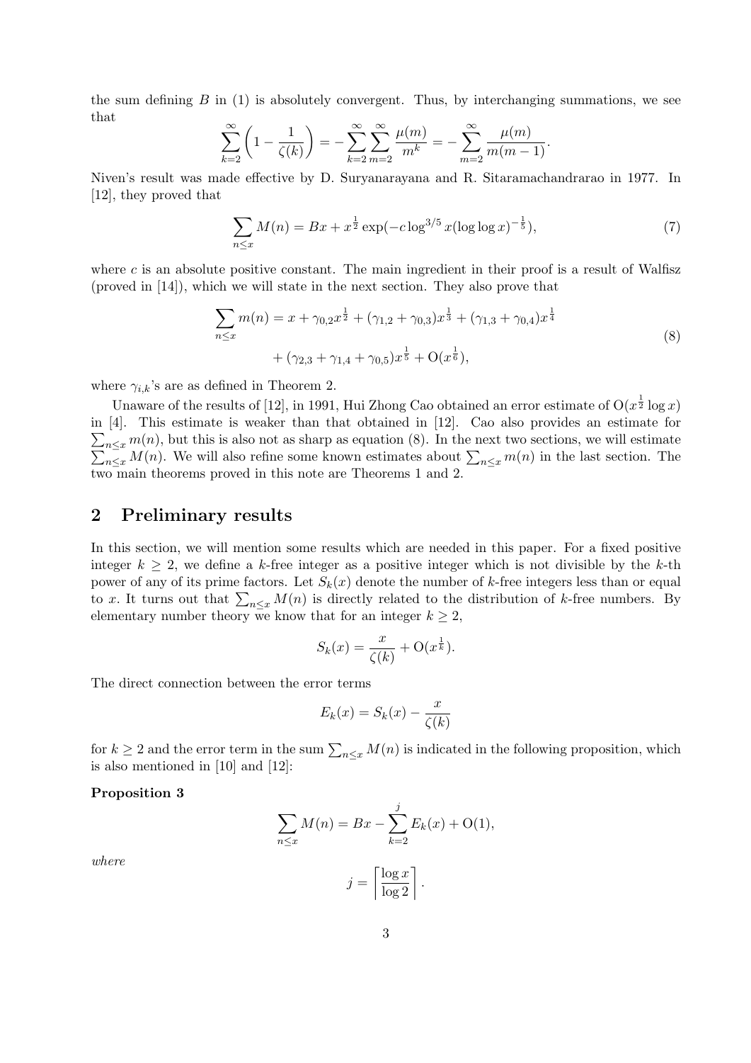the sum defining $B$ in (1) is absolutely convergent. Thus, by interchanging summations, we see that

$$\sum_{k=2}^{\infty}\left(1-\frac{1}{\zeta(k)}\right)=-\sum_{k=2}^{\infty}\sum_{m=2}^{\infty}\frac{\mu(m)}{m^k}=-\sum_{m=2}^{\infty}\frac{\mu(m)}{m(m-1)}.$$

Niven's result was made effective by D. Suryanarayana and R. Sitaramachandrarao in 1977. In [12], they proved that

$$\sum_{n\le x}M(n)=Bx+x^{\frac{1}{2}}\exp(-c\log^{3/5}x(\log\log x)^{-\frac{1}{5}}),\tag{7}$$

where $c$ is an absolute positive constant. The main ingredient in their proof is a result of Walfisz (proved in [14]), which we will state in the next section. They also prove that

$$\begin{aligned}\sum_{n\le x}m(n)=x&+\gamma_{0,2}x^{\frac{1}{2}}+(\gamma_{1,2}+\gamma_{0,3})x^{\frac{1}{3}}+(\gamma_{1,3}+\gamma_{0,4})x^{\frac{1}{4}}\\&+(\gamma_{2,3}+\gamma_{1,4}+\gamma_{0,5})x^{\frac{1}{5}}+\mathrm{O}(x^{\frac{1}{6}}),\end{aligned}\tag{8}$$

where $\gamma_{i,k}$'s are as defined in Theorem 2.

Unaware of the results of [12], in 1991, Hui Zhong Cao obtained an error estimate of $\mathrm{O}(x^{\frac{1}{2}}\log x)$ in [4]. This estimate is weaker than that obtained in [12]. Cao also provides an estimate for $\sum_{n\le x}m(n)$, but this is also not as sharp as equation (8). In the next two sections, we will estimate $\sum_{n\le x}M(n)$. We will also refine some known estimates about $\sum_{n\le x}m(n)$ in the last section. The two main theorems proved in this note are Theorems 1 and 2.

## 2 Preliminary results

In this section, we will mention some results which are needed in this paper. For a fixed positive integer $k\ge 2$, we define a $k$-free integer as a positive integer which is not divisible by the $k$-th power of any of its prime factors. Let $S_k(x)$ denote the number of $k$-free integers less than or equal to $x$. It turns out that $\sum_{n\le x}M(n)$ is directly related to the distribution of $k$-free numbers. By elementary number theory we know that for an integer $k\ge 2$,

$$S_k(x)=\frac{x}{\zeta(k)}+\mathrm{O}(x^{\frac{1}{k}}).$$

The direct connection between the error terms

$$E_k(x)=S_k(x)-\frac{x}{\zeta(k)}$$

for $k\ge 2$ and the error term in the sum $\sum_{n\le x}M(n)$ is indicated in the following proposition, which is also mentioned in [10] and [12]:

**Proposition 3**

$$\sum_{n\le x}M(n)=Bx-\sum_{k=2}^{j}E_k(x)+\mathrm{O}(1),$$

*where*

$$j=\left\lceil\frac{\log x}{\log 2}\right\rceil.$$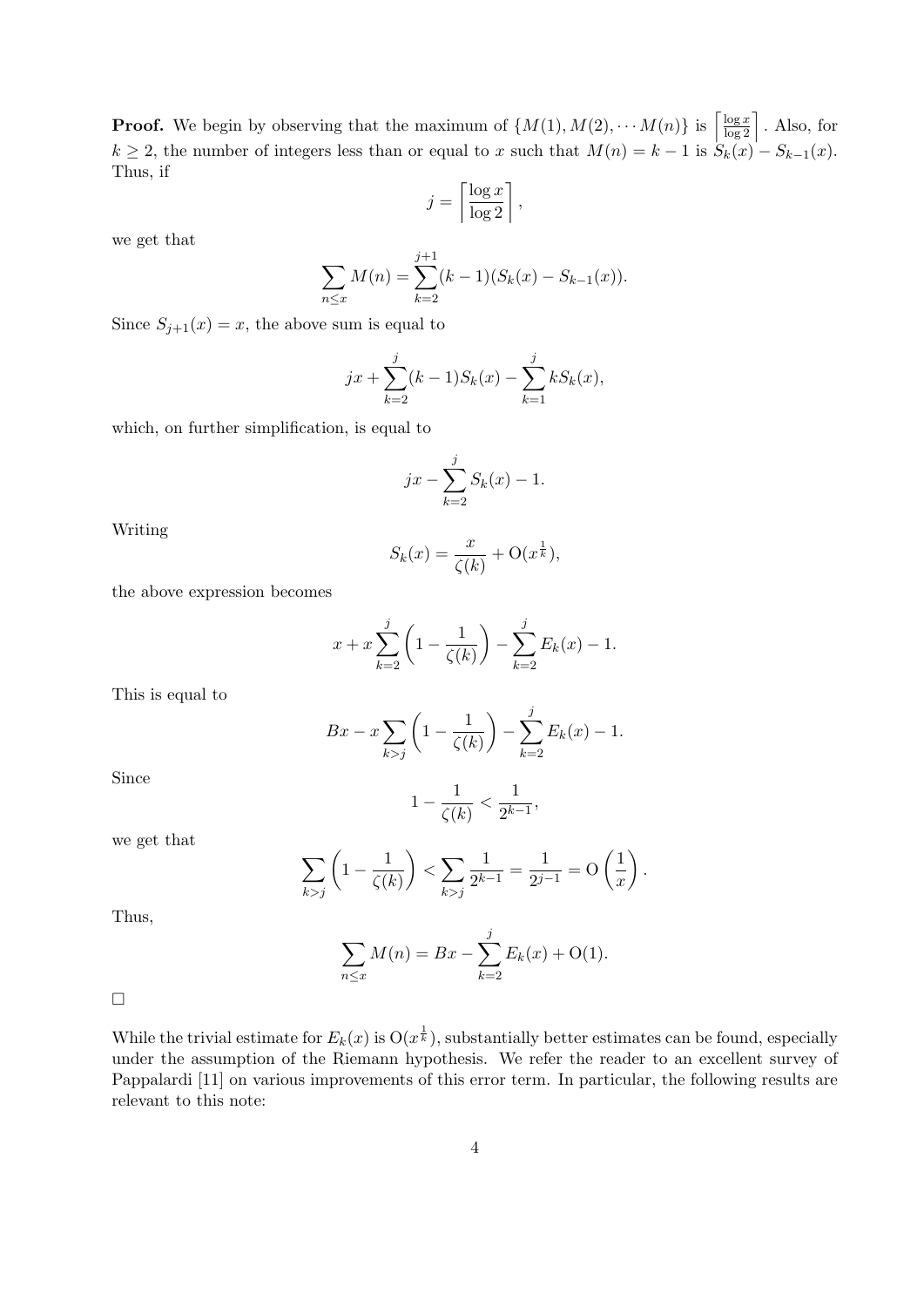**Proof.** We begin by observing that the maximum of $\{M(1), M(2), \cdots M(n)\}$ is $\left\lceil \frac{\log x}{\log 2} \right\rceil$. Also, for $k \geq 2$, the number of integers less than or equal to $x$ such that $M(n) = k-1$ is $S_k(x) - S_{k-1}(x)$. Thus, if

$$j = \left\lceil \frac{\log x}{\log 2} \right\rceil,$$

we get that

$$\sum_{n \leq x} M(n) = \sum_{k=2}^{j+1} (k-1)(S_k(x) - S_{k-1}(x)).$$

Since $S_{j+1}(x) = x$, the above sum is equal to

$$jx + \sum_{k=2}^{j} (k-1) S_k(x) - \sum_{k=1}^{j} k S_k(x),$$

which, on further simplification, is equal to

$$jx - \sum_{k=2}^{j} S_k(x) - 1.$$

Writing

$$S_k(x) = \frac{x}{\zeta(k)} + \mathrm{O}(x^{\frac{1}{k}}),$$

the above expression becomes

$$x + x \sum_{k=2}^{j} \left(1 - \frac{1}{\zeta(k)}\right) - \sum_{k=2}^{j} E_k(x) - 1.$$

This is equal to

$$Bx - x \sum_{k>j} \left(1 - \frac{1}{\zeta(k)}\right) - \sum_{k=2}^{j} E_k(x) - 1.$$

Since

$$1 - \frac{1}{\zeta(k)} < \frac{1}{2^{k-1}},$$

we get that

$$\sum_{k>j} \left(1 - \frac{1}{\zeta(k)}\right) < \sum_{k>j} \frac{1}{2^{k-1}} = \frac{1}{2^{j-1}} = \mathrm{O}\left(\frac{1}{x}\right).$$

Thus,

$$\sum_{n \leq x} M(n) = Bx - \sum_{k=2}^{j} E_k(x) + \mathrm{O}(1).$$

□

While the trivial estimate for $E_k(x)$ is $\mathrm{O}(x^{\frac{1}{k}})$, substantially better estimates can be found, especially under the assumption of the Riemann hypothesis. We refer the reader to an excellent survey of Pappalardi [11] on various improvements of this error term. In particular, the following results are relevant to this note: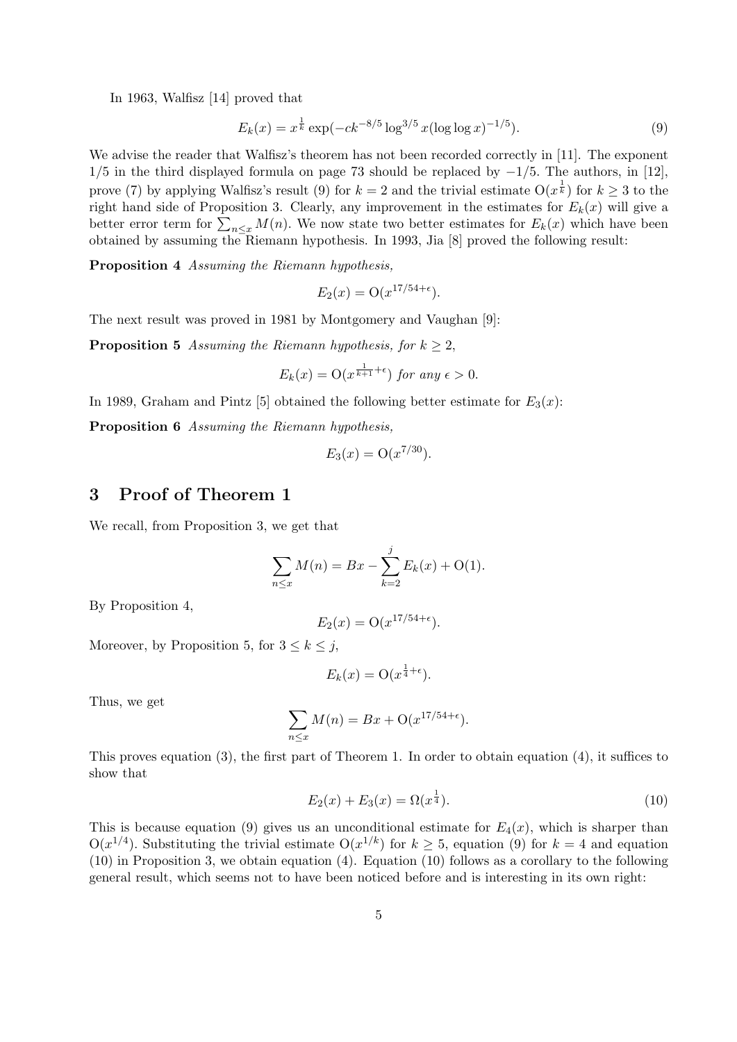In 1963, Walfisz [14] proved that

$$E_k(x) = x^{\frac{1}{k}} \exp(-ck^{-8/5} \log^{3/5} x (\log\log x)^{-1/5}). \tag{9}$$

We advise the reader that Walfisz's theorem has not been recorded correctly in [11]. The exponent $1/5$ in the third displayed formula on page 73 should be replaced by $-1/5$. The authors, in [12], prove (7) by applying Walfisz's result (9) for $k = 2$ and the trivial estimate $\mathrm{O}(x^{\frac{1}{k}})$ for $k \geq 3$ to the right hand side of Proposition 3. Clearly, any improvement in the estimates for $E_k(x)$ will give a better error term for $\sum_{n \leq x} M(n)$. We now state two better estimates for $E_k(x)$ which have been obtained by assuming the Riemann hypothesis. In 1993, Jia [8] proved the following result:

**Proposition 4** *Assuming the Riemann hypothesis,*

$$E_2(x) = \mathrm{O}(x^{17/54+\epsilon}).$$

The next result was proved in 1981 by Montgomery and Vaughan [9]:

**Proposition 5** *Assuming the Riemann hypothesis, for $k \geq 2$,*

$$E_k(x) = \mathrm{O}(x^{\frac{1}{k+1}+\epsilon}) \text{ for any } \epsilon > 0.$$

In 1989, Graham and Pintz [5] obtained the following better estimate for $E_3(x)$:

**Proposition 6** *Assuming the Riemann hypothesis,*

$$E_3(x) = \mathrm{O}(x^{7/30}).$$

## 3 Proof of Theorem 1

We recall, from Proposition 3, we get that

$$\sum_{n \leq x} M(n) = Bx - \sum_{k=2}^{j} E_k(x) + \mathrm{O}(1).$$

By Proposition 4,

$$E_2(x) = \mathrm{O}(x^{17/54+\epsilon}).$$

Moreover, by Proposition 5, for $3 \leq k \leq j$,

$$E_k(x) = \mathrm{O}(x^{\frac{1}{4}+\epsilon}).$$

Thus, we get

$$\sum_{n \leq x} M(n) = Bx + \mathrm{O}(x^{17/54+\epsilon}).$$

This proves equation (3), the first part of Theorem 1. In order to obtain equation (4), it suffices to show that

$$E_2(x) + E_3(x) = \Omega(x^{\frac{1}{4}}). \tag{10}$$

This is because equation (9) gives us an unconditional estimate for $E_4(x)$, which is sharper than $\mathrm{O}(x^{1/4})$. Substituting the trivial estimate $\mathrm{O}(x^{1/k})$ for $k \geq 5$, equation (9) for $k = 4$ and equation (10) in Proposition 3, we obtain equation (4). Equation (10) follows as a corollary to the following general result, which seems not to have been noticed before and is interesting in its own right: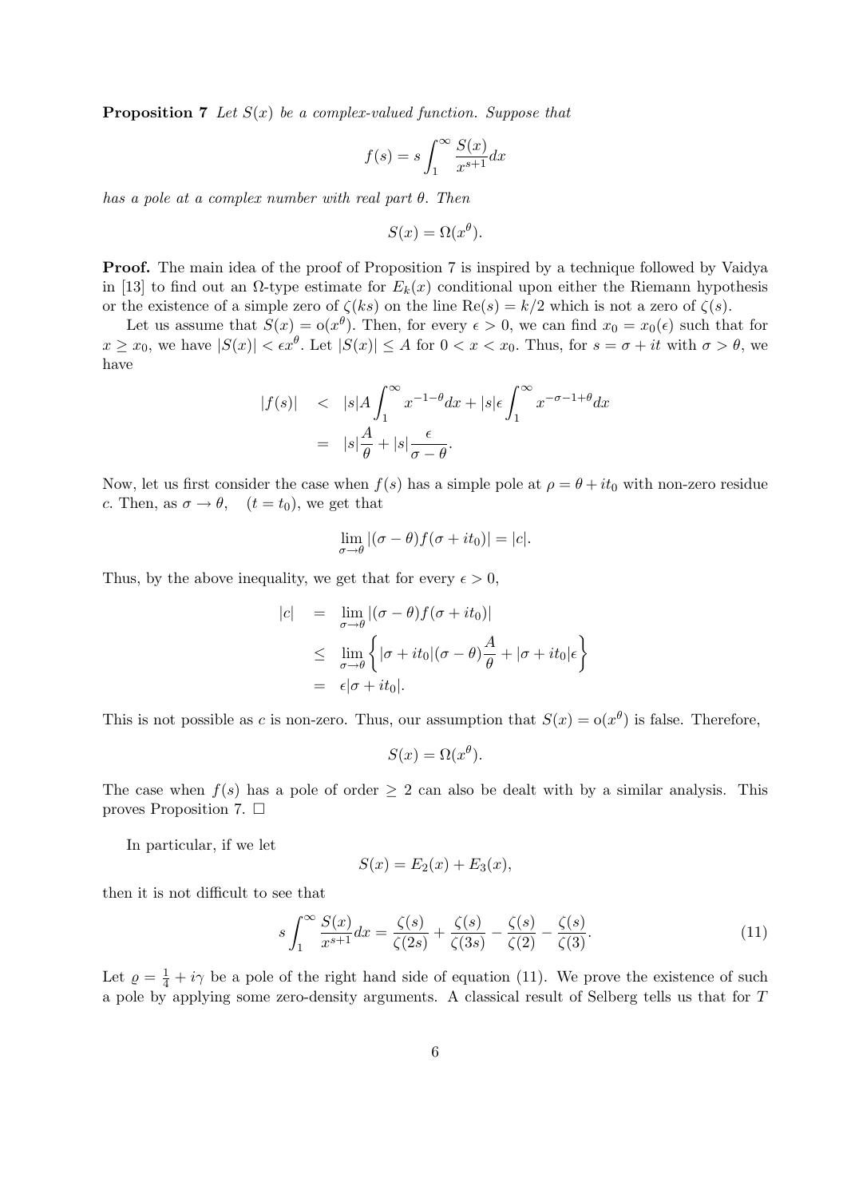**Proposition 7** *Let $S(x)$ be a complex-valued function. Suppose that*

$$f(s) = s\int_1^\infty \frac{S(x)}{x^{s+1}}dx$$

*has a pole at a complex number with real part $\theta$. Then*

$$S(x) = \Omega(x^\theta).$$

**Proof.** The main idea of the proof of Proposition 7 is inspired by a technique followed by Vaidya in [13] to find out an $\Omega$-type estimate for $E_k(x)$ conditional upon either the Riemann hypothesis or the existence of a simple zero of $\zeta(ks)$ on the line $\mathrm{Re}(s) = k/2$ which is not a zero of $\zeta(s)$.

Let us assume that $S(x) = \mathrm{o}(x^\theta)$. Then, for every $\epsilon > 0$, we can find $x_0 = x_0(\epsilon)$ such that for $x \geq x_0$, we have $|S(x)| < \epsilon x^\theta$. Let $|S(x)| \leq A$ for $0 < x < x_0$. Thus, for $s = \sigma + it$ with $\sigma > \theta$, we have

$$\begin{aligned} |f(s)| &< |s|A\int_1^\infty x^{-1-\theta}dx + |s|\epsilon\int_1^\infty x^{-\sigma-1+\theta}dx \\ &= |s|\frac{A}{\theta} + |s|\frac{\epsilon}{\sigma-\theta}. \end{aligned}$$

Now, let us first consider the case when $f(s)$ has a simple pole at $\rho = \theta + it_0$ with non-zero residue $c$. Then, as $\sigma \to \theta, \quad (t = t_0)$, we get that

$$\lim_{\sigma\to\theta} |(\sigma-\theta)f(\sigma+it_0)| = |c|.$$

Thus, by the above inequality, we get that for every $\epsilon > 0$,

$$\begin{aligned} |c| &= \lim_{\sigma\to\theta} |(\sigma-\theta)f(\sigma+it_0)| \\ &\leq \lim_{\sigma\to\theta}\left\{|\sigma+it_0|(\sigma-\theta)\frac{A}{\theta} + |\sigma+it_0|\epsilon\right\} \\ &= \epsilon|\sigma+it_0|. \end{aligned}$$

This is not possible as $c$ is non-zero. Thus, our assumption that $S(x) = \mathrm{o}(x^\theta)$ is false. Therefore,

$$S(x) = \Omega(x^\theta).$$

The case when $f(s)$ has a pole of order $\geq 2$ can also be dealt with by a similar analysis. This proves Proposition 7. $\square$

In particular, if we let

$$S(x) = E_2(x) + E_3(x),$$

then it is not difficult to see that

$$s\int_1^\infty \frac{S(x)}{x^{s+1}}dx = \frac{\zeta(s)}{\zeta(2s)} + \frac{\zeta(s)}{\zeta(3s)} - \frac{\zeta(s)}{\zeta(2)} - \frac{\zeta(s)}{\zeta(3)}. \tag{11}$$

Let $\varrho = \frac{1}{4} + i\gamma$ be a pole of the right hand side of equation (11). We prove the existence of such a pole by applying some zero-density arguments. A classical result of Selberg tells us that for $T$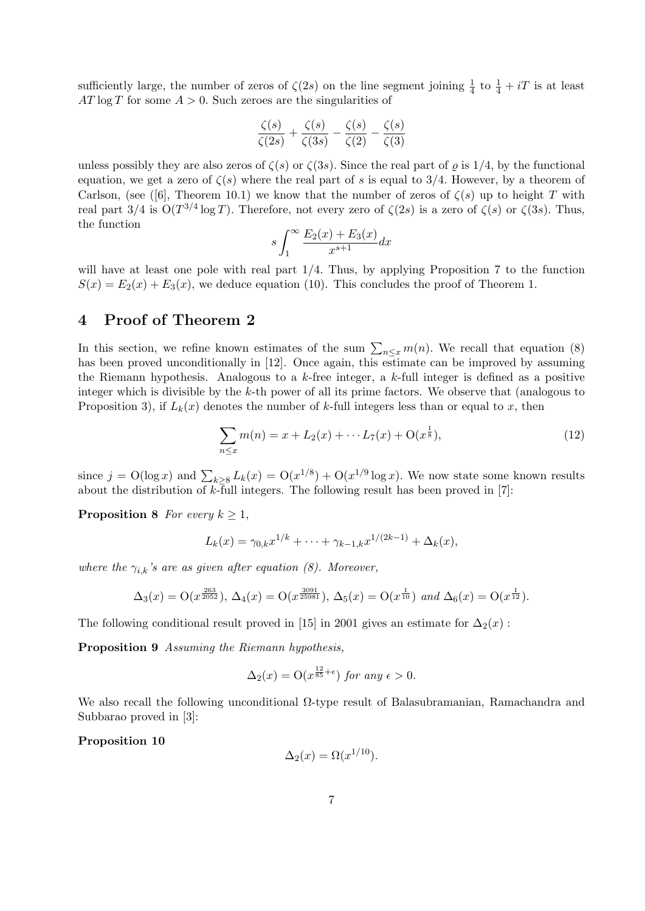sufficiently large, the number of zeros of $\zeta(2s)$ on the line segment joining $\frac{1}{4}$ to $\frac{1}{4}+iT$ is at least $AT\log T$ for some $A>0$. Such zeroes are the singularities of

$$\frac{\zeta(s)}{\zeta(2s)}+\frac{\zeta(s)}{\zeta(3s)}-\frac{\zeta(s)}{\zeta(2)}-\frac{\zeta(s)}{\zeta(3)}$$

unless possibly they are also zeros of $\zeta(s)$ or $\zeta(3s)$. Since the real part of $\varrho$ is $1/4$, by the functional equation, we get a zero of $\zeta(s)$ where the real part of $s$ is equal to $3/4$. However, by a theorem of Carlson, (see ([6], Theorem 10.1) we know that the number of zeros of $\zeta(s)$ up to height $T$ with real part $3/4$ is $\mathrm{O}(T^{3/4}\log T)$. Therefore, not every zero of $\zeta(2s)$ is a zero of $\zeta(s)$ or $\zeta(3s)$. Thus, the function

$$s\int_1^\infty \frac{E_2(x)+E_3(x)}{x^{s+1}}dx$$

will have at least one pole with real part $1/4$. Thus, by applying Proposition 7 to the function $S(x)=E_2(x)+E_3(x)$, we deduce equation (10). This concludes the proof of Theorem 1.

## 4 Proof of Theorem 2

In this section, we refine known estimates of the sum $\sum_{n\le x} m(n)$. We recall that equation (8) has been proved unconditionally in [12]. Once again, this estimate can be improved by assuming the Riemann hypothesis. Analogous to a $k$-free integer, a $k$-full integer is defined as a positive integer which is divisible by the $k$-th power of all its prime factors. We observe that (analogous to Proposition 3), if $L_k(x)$ denotes the number of $k$-full integers less than or equal to $x$, then

$$\sum_{n\le x} m(n) = x + L_2(x)+\cdots L_7(x)+\mathrm{O}(x^{\frac{1}{8}}), \tag{12}$$

since $j=\mathrm{O}(\log x)$ and $\sum_{k\ge 8} L_k(x)=\mathrm{O}(x^{1/8})+\mathrm{O}(x^{1/9}\log x)$. We now state some known results about the distribution of $k$-full integers. The following result has been proved in [7]:

**Proposition 8** *For every $k\ge 1$,*

$$L_k(x)=\gamma_{0,k}x^{1/k}+\cdots+\gamma_{k-1,k}x^{1/(2k-1)}+\Delta_k(x),$$

*where the $\gamma_{i,k}$'s are as given after equation (8). Moreover,*

$$\Delta_3(x)=\mathrm{O}(x^{\frac{263}{2052}}),\ \Delta_4(x)=\mathrm{O}(x^{\frac{3091}{25981}}),\ \Delta_5(x)=\mathrm{O}(x^{\frac{1}{10}})\ \text{and}\ \Delta_6(x)=\mathrm{O}(x^{\frac{1}{12}}).$$

The following conditional result proved in [15] in 2001 gives an estimate for $\Delta_2(x)$ :

**Proposition 9** *Assuming the Riemann hypothesis,*

$$\Delta_2(x)=\mathrm{O}(x^{\frac{12}{85}+\epsilon})\ \text{for any}\ \epsilon>0.$$

We also recall the following unconditional $\Omega$-type result of Balasubramanian, Ramachandra and Subbarao proved in [3]:

**Proposition 10**

$$\Delta_2(x)=\Omega(x^{1/10}).$$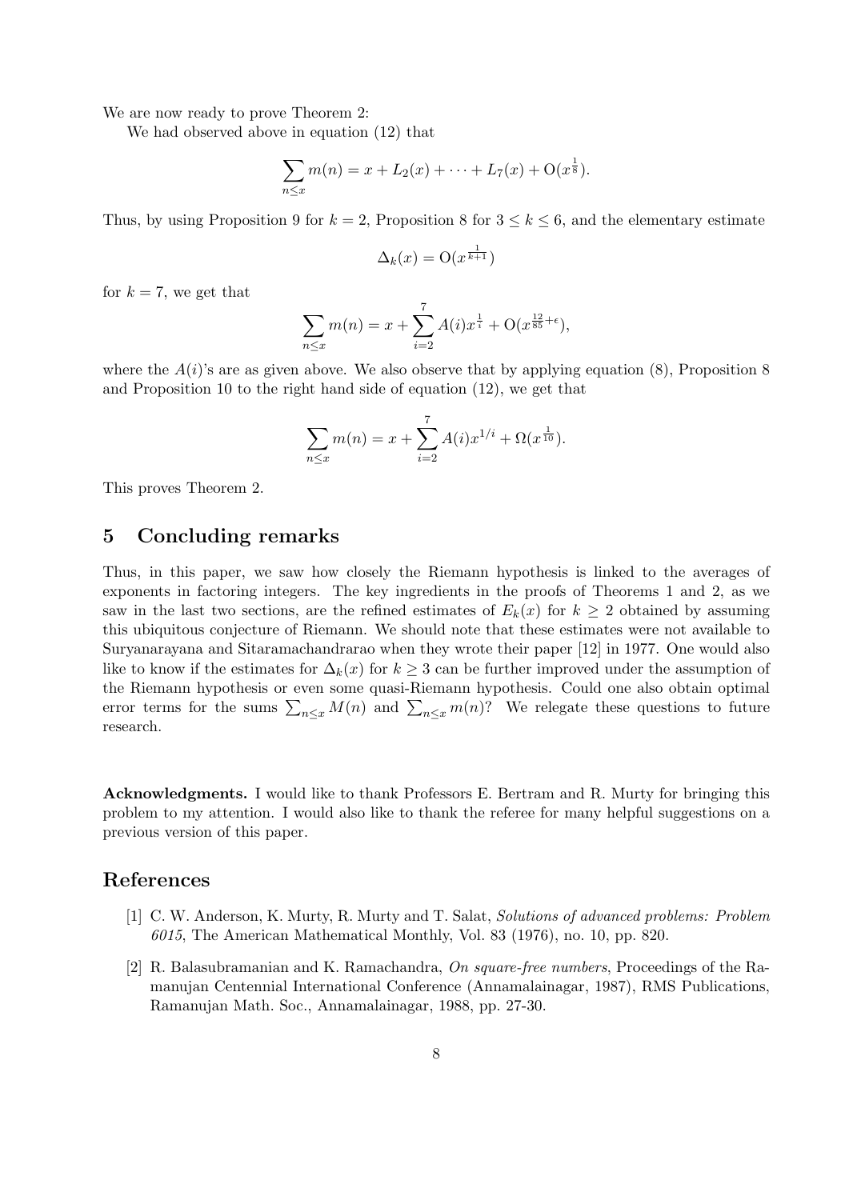We are now ready to prove Theorem 2:

We had observed above in equation (12) that

$$\sum_{n\leq x} m(n) = x + L_2(x) + \cdots + L_7(x) + \mathrm{O}(x^{\frac{1}{8}}).$$

Thus, by using Proposition 9 for $k = 2$, Proposition 8 for $3 \leq k \leq 6$, and the elementary estimate

$$\Delta_k(x) = \mathrm{O}(x^{\frac{1}{k+1}})$$

for $k = 7$, we get that

$$\sum_{n\leq x} m(n) = x + \sum_{i=2}^{7} A(i) x^{\frac{1}{i}} + \mathrm{O}(x^{\frac{12}{85}+\epsilon}),$$

where the $A(i)$'s are as given above. We also observe that by applying equation (8), Proposition 8 and Proposition 10 to the right hand side of equation (12), we get that

$$\sum_{n\leq x} m(n) = x + \sum_{i=2}^{7} A(i) x^{1/i} + \Omega(x^{\frac{1}{10}}).$$

This proves Theorem 2.

## 5 Concluding remarks

Thus, in this paper, we saw how closely the Riemann hypothesis is linked to the averages of exponents in factoring integers. The key ingredients in the proofs of Theorems 1 and 2, as we saw in the last two sections, are the refined estimates of $E_k(x)$ for $k \geq 2$ obtained by assuming this ubiquitous conjecture of Riemann. We should note that these estimates were not available to Suryanarayana and Sitaramachandrarao when they wrote their paper [12] in 1977. One would also like to know if the estimates for $\Delta_k(x)$ for $k \geq 3$ can be further improved under the assumption of the Riemann hypothesis or even some quasi-Riemann hypothesis. Could one also obtain optimal error terms for the sums $\sum_{n\leq x} M(n)$ and $\sum_{n\leq x} m(n)$? We relegate these questions to future research.

**Acknowledgments.** I would like to thank Professors E. Bertram and R. Murty for bringing this problem to my attention. I would also like to thank the referee for many helpful suggestions on a previous version of this paper.

## References

[1] C. W. Anderson, K. Murty, R. Murty and T. Salat, *Solutions of advanced problems: Problem 6015*, The American Mathematical Monthly, Vol. 83 (1976), no. 10, pp. 820.

[2] R. Balasubramanian and K. Ramachandra, *On square-free numbers*, Proceedings of the Ramanujan Centennial International Conference (Annamalainagar, 1987), RMS Publications, Ramanujan Math. Soc., Annamalainagar, 1988, pp. 27-30.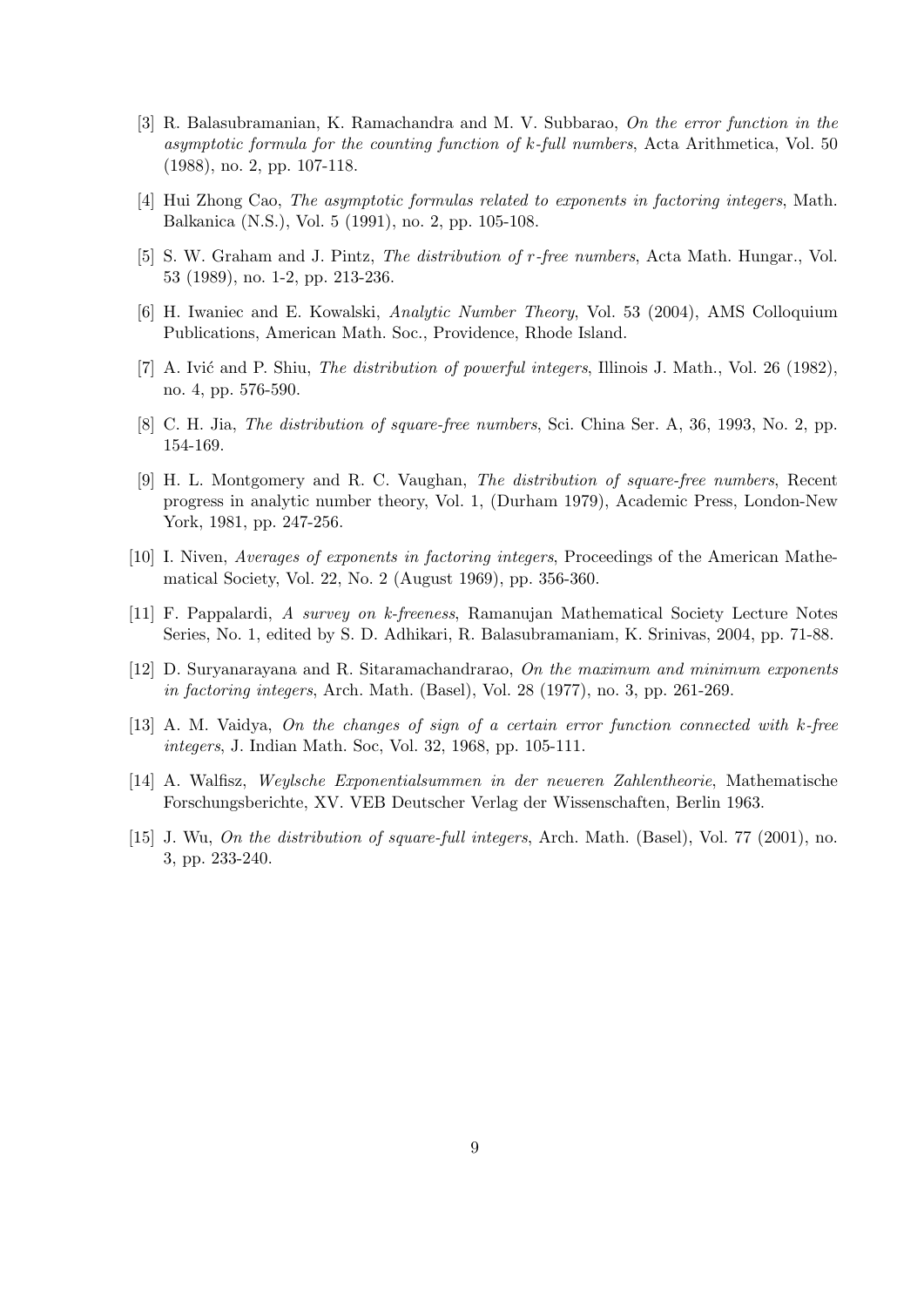[3] R. Balasubramanian, K. Ramachandra and M. V. Subbarao, *On the error function in the asymptotic formula for the counting function of $k$-full numbers*, Acta Arithmetica, Vol. 50 (1988), no. 2, pp. 107-118.

[4] Hui Zhong Cao, *The asymptotic formulas related to exponents in factoring integers*, Math. Balkanica (N.S.), Vol. 5 (1991), no. 2, pp. 105-108.

[5] S. W. Graham and J. Pintz, *The distribution of $r$-free numbers*, Acta Math. Hungar., Vol. 53 (1989), no. 1-2, pp. 213-236.

[6] H. Iwaniec and E. Kowalski, *Analytic Number Theory*, Vol. 53 (2004), AMS Colloquium Publications, American Math. Soc., Providence, Rhode Island.

[7] A. Ivić and P. Shiu, *The distribution of powerful integers*, Illinois J. Math., Vol. 26 (1982), no. 4, pp. 576-590.

[8] C. H. Jia, *The distribution of square-free numbers*, Sci. China Ser. A, 36, 1993, No. 2, pp. 154-169.

[9] H. L. Montgomery and R. C. Vaughan, *The distribution of square-free numbers*, Recent progress in analytic number theory, Vol. 1, (Durham 1979), Academic Press, London-New York, 1981, pp. 247-256.

[10] I. Niven, *Averages of exponents in factoring integers*, Proceedings of the American Mathematical Society, Vol. 22, No. 2 (August 1969), pp. 356-360.

[11] F. Pappalardi, *A survey on $k$-freeness*, Ramanujan Mathematical Society Lecture Notes Series, No. 1, edited by S. D. Adhikari, R. Balasubramaniam, K. Srinivas, 2004, pp. 71-88.

[12] D. Suryanarayana and R. Sitaramachandrarao, *On the maximum and minimum exponents in factoring integers*, Arch. Math. (Basel), Vol. 28 (1977), no. 3, pp. 261-269.

[13] A. M. Vaidya, *On the changes of sign of a certain error function connected with $k$-free integers*, J. Indian Math. Soc, Vol. 32, 1968, pp. 105-111.

[14] A. Walfisz, *Weylsche Exponentialsummen in der neueren Zahlentheorie*, Mathematische Forschungsberichte, XV. VEB Deutscher Verlag der Wissenschaften, Berlin 1963.

[15] J. Wu, *On the distribution of square-full integers*, Arch. Math. (Basel), Vol. 77 (2001), no. 3, pp. 233-240.